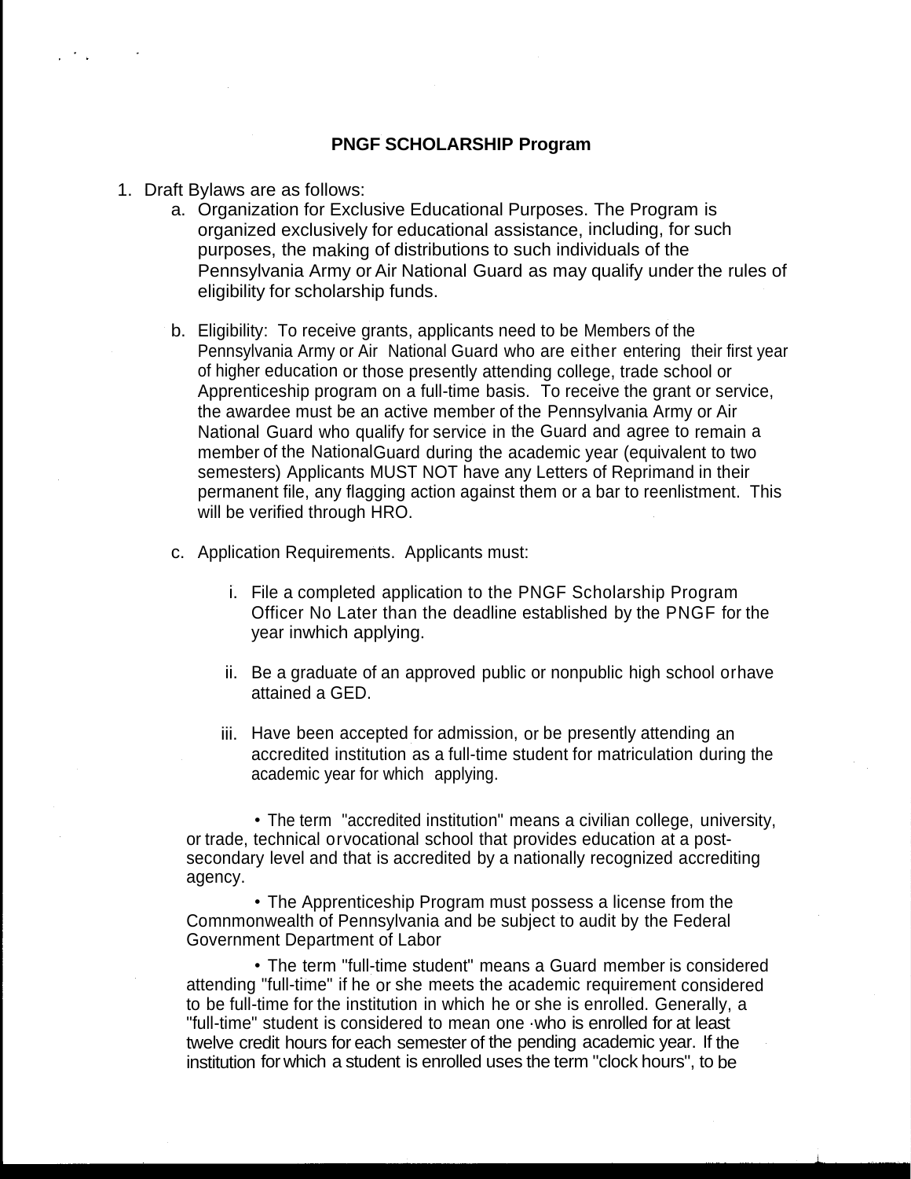**PNGF SCHOLARSHIP Program**

1. Draft Bylaws are as follows:
   a. Organization for Exclusive Educational Purposes. The Program is organized exclusively for educational assistance, including, for such purposes, the making of distributions to such individuals of the Pennsylvania Army or Air National Guard as may qualify under the rules of eligibility for scholarship funds.

   b. Eligibility: To receive grants, applicants need to be Members of the Pennsylvania Army or Air National Guard who are either entering their first year of higher education or those presently attending college, trade school or Apprenticeship program on a full-time basis. To receive the grant or service, the awardee must be an active member of the Pennsylvania Army or Air National Guard who qualify for service in the Guard and agree to remain a member of the NationalGuard during the academic year (equivalent to two semesters) Applicants MUST NOT have any Letters of Reprimand in their permanent file, any flagging action against them or a bar to reenlistment. This will be verified through HRO.

   c. Application Requirements. Applicants must:

      i. File a completed application to the PNGF Scholarship Program Officer No Later than the deadline established by the PNGF for the year inwhich applying.

      ii. Be a graduate of an approved public or nonpublic high school orhave attained a GED.

      iii. Have been accepted for admission, or be presently attending an accredited institution as a full-time student for matriculation during the academic year for which applying.

      • The term "accredited institution" means a civilian college, university, or trade, technical orvocational school that provides education at a post-secondary level and that is accredited by a nationally recognized accrediting agency.

      • The Apprenticeship Program must possess a license from the Comnmonwealth of Pennsylvania and be subject to audit by the Federal Government Department of Labor

      • The term "full-time student" means a Guard member is considered attending "full-time" if he or she meets the academic requirement considered to be full-time for the institution in which he or she is enrolled. Generally, a "full-time" student is considered to mean one who is enrolled for at least twelve credit hours for each semester of the pending academic year. If the institution for which a student is enrolled uses the term "clock hours", to be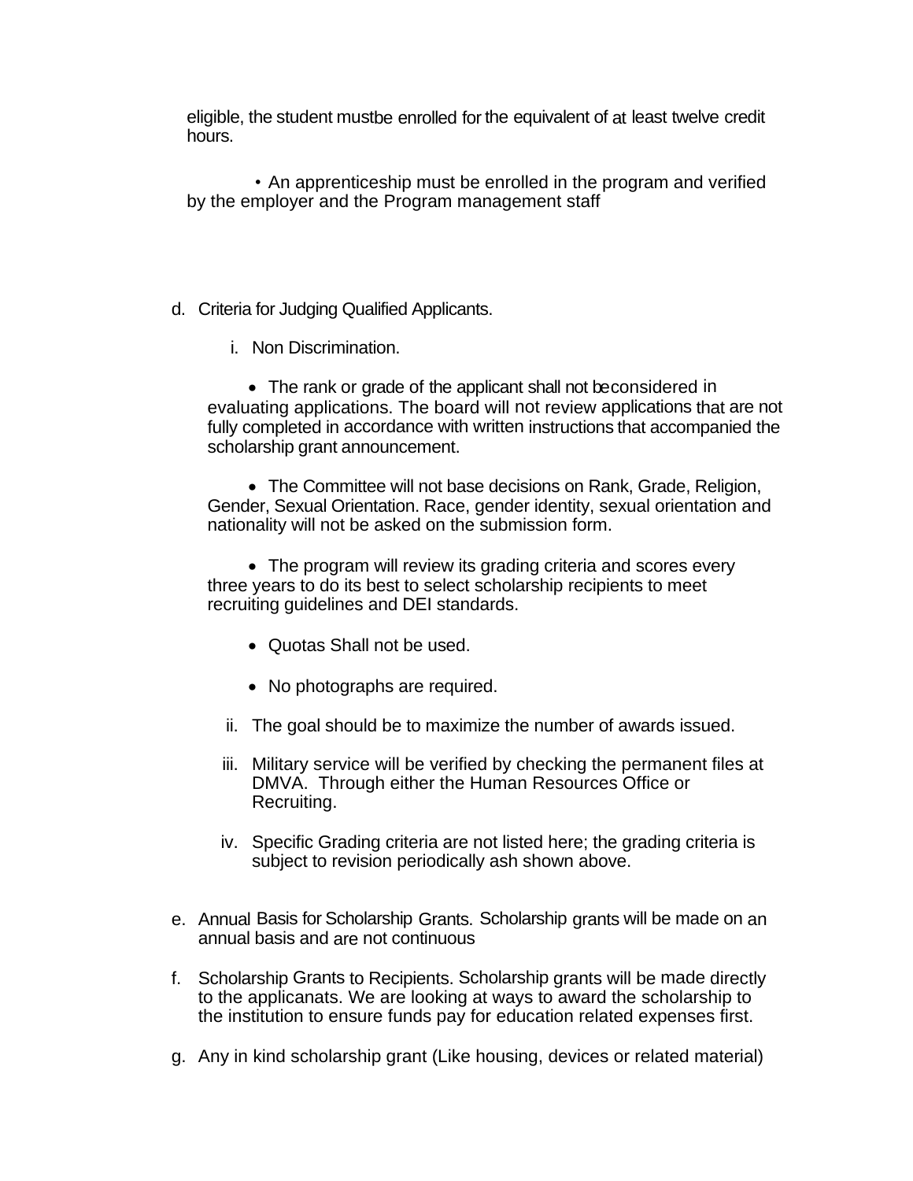eligible, the student mustbe enrolled for the equivalent of at least twelve credit hours.

• An apprenticeship must be enrolled in the program and verified by the employer and the Program management staff

d. Criteria for Judging Qualified Applicants.

   i. Non Discrimination.

      - The rank or grade of the applicant shall not beconsidered in evaluating applications. The board will not review applications that are not fully completed in accordance with written instructions that accompanied the scholarship grant announcement.

      - The Committee will not base decisions on Rank, Grade, Religion, Gender, Sexual Orientation. Race, gender identity, sexual orientation and nationality will not be asked on the submission form.

      - The program will review its grading criteria and scores every three years to do its best to select scholarship recipients to meet recruiting guidelines and DEI standards.

      - Quotas Shall not be used.

      - No photographs are required.

   ii. The goal should be to maximize the number of awards issued.

   iii. Military service will be verified by checking the permanent files at DMVA. Through either the Human Resources Office or Recruiting.

   iv. Specific Grading criteria are not listed here; the grading criteria is subject to revision periodically ash shown above.

e. Annual Basis for Scholarship Grants. Scholarship grants will be made on an annual basis and are not continuous

f. Scholarship Grants to Recipients. Scholarship grants will be made directly to the applicanats. We are looking at ways to award the scholarship to the institution to ensure funds pay for education related expenses first.

g. Any in kind scholarship grant (Like housing, devices or related material)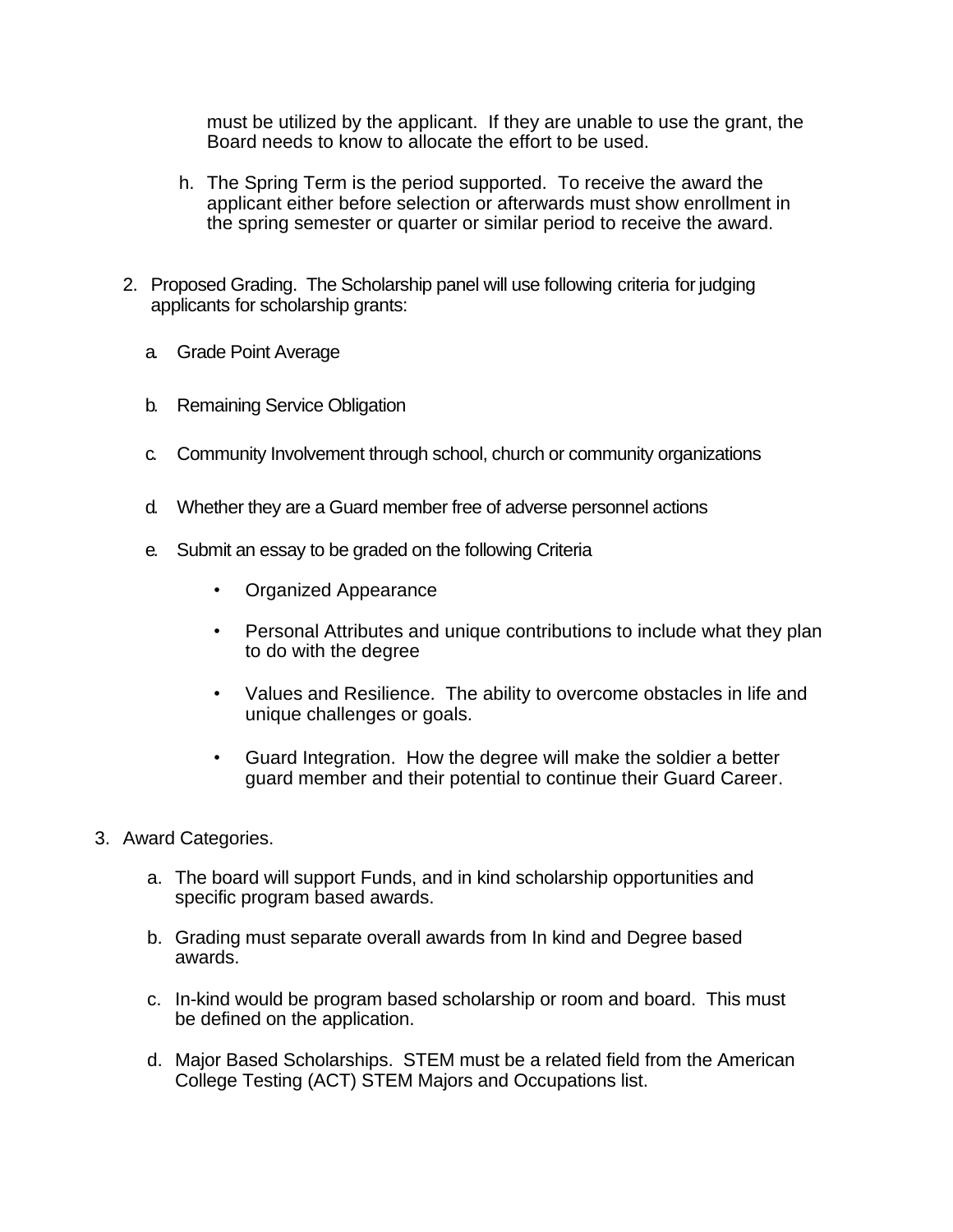must be utilized by the applicant. If they are unable to use the grant, the Board needs to know to allocate the effort to be used.

h. The Spring Term is the period supported. To receive the award the applicant either before selection or afterwards must show enrollment in the spring semester or quarter or similar period to receive the award.

2. Proposed Grading. The Scholarship panel will use following criteria for judging applicants for scholarship grants:

   a. Grade Point Average

   b. Remaining Service Obligation

   c. Community Involvement through school, church or community organizations

   d. Whether they are a Guard member free of adverse personnel actions

   e. Submit an essay to be graded on the following Criteria

      - Organized Appearance

      - Personal Attributes and unique contributions to include what they plan to do with the degree

      - Values and Resilience. The ability to overcome obstacles in life and unique challenges or goals.

      - Guard Integration. How the degree will make the soldier a better guard member and their potential to continue their Guard Career.

3. Award Categories.

   a. The board will support Funds, and in kind scholarship opportunities and specific program based awards.

   b. Grading must separate overall awards from In kind and Degree based awards.

   c. In-kind would be program based scholarship or room and board. This must be defined on the application.

   d. Major Based Scholarships. STEM must be a related field from the American College Testing (ACT) STEM Majors and Occupations list.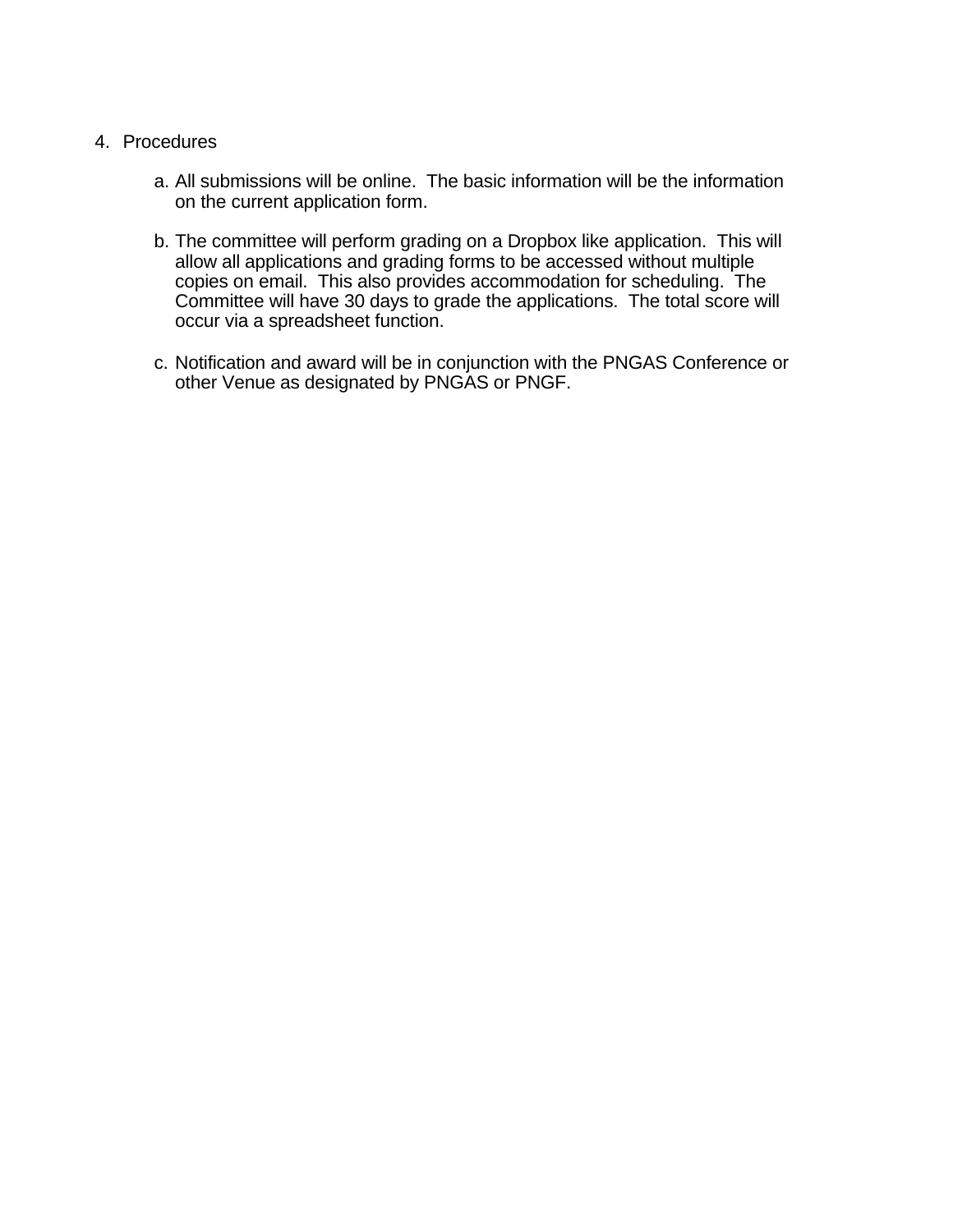4. Procedures

   a. All submissions will be online. The basic information will be the information on the current application form.

   b. The committee will perform grading on a Dropbox like application. This will allow all applications and grading forms to be accessed without multiple copies on email. This also provides accommodation for scheduling. The Committee will have 30 days to grade the applications. The total score will occur via a spreadsheet function.

   c. Notification and award will be in conjunction with the PNGAS Conference or other Venue as designated by PNGAS or PNGF.